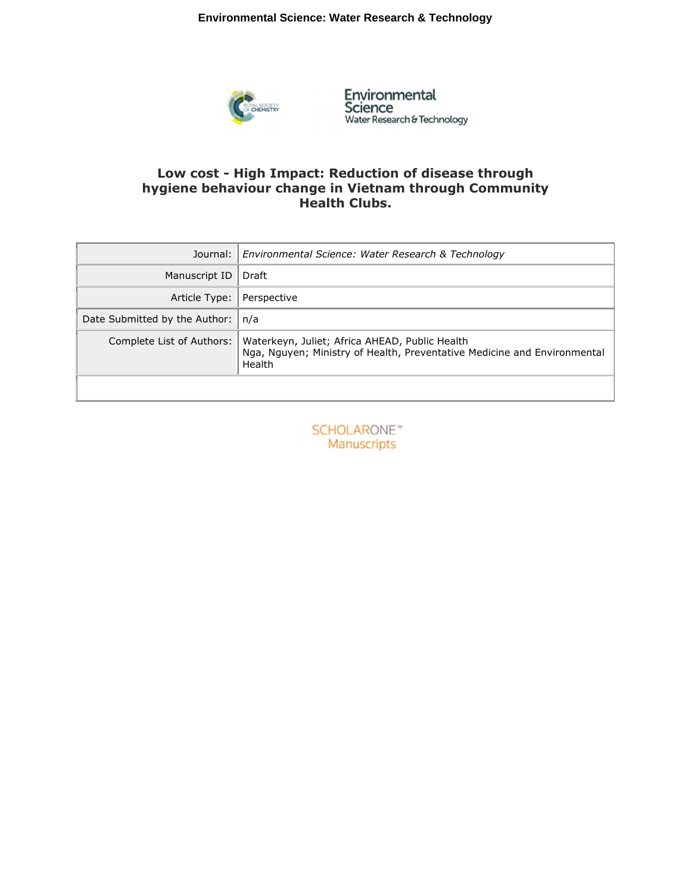# Low cost - High Impact: Reduction of disease through hygiene behaviour change in Vietnam through Community Health Clubs.

| | |
|---|---|
| Journal: | *Environmental Science: Water Research & Technology* |
| Manuscript ID | Draft |
| Article Type: | Perspective |
| Date Submitted by the Author: | n/a |
| Complete List of Authors: | Waterkeyn, Juliet; Africa AHEAD, Public Health<br>Nga, Nguyen; Ministry of Health, Preventative Medicine and Environmental Health |
| | |

SCHOLARONE™
Manuscripts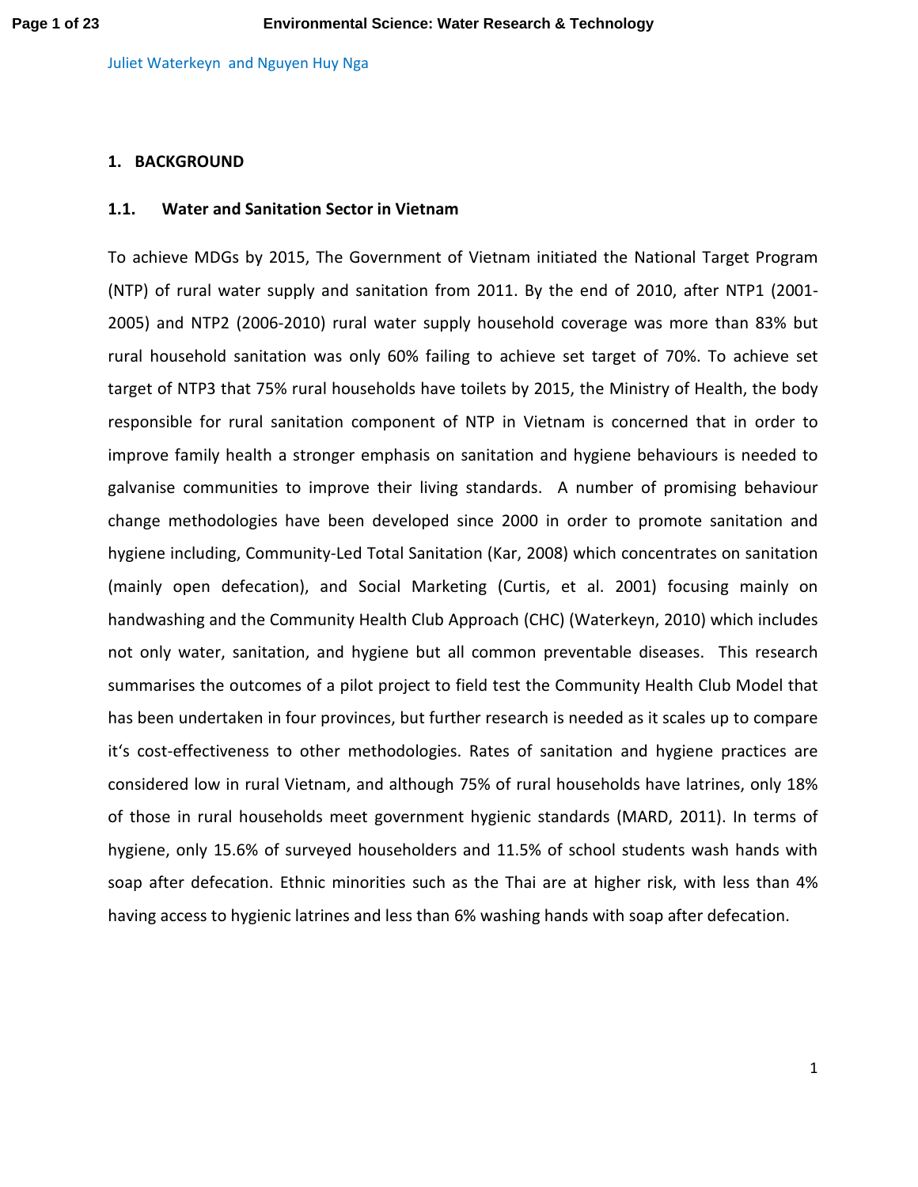Juliet Waterkeyn and Nguyen Huy Nga

## 1. BACKGROUND

### 1.1. Water and Sanitation Sector in Vietnam

To achieve MDGs by 2015, The Government of Vietnam initiated the National Target Program (NTP) of rural water supply and sanitation from 2011. By the end of 2010, after NTP1 (2001-2005) and NTP2 (2006-2010) rural water supply household coverage was more than 83% but rural household sanitation was only 60% failing to achieve set target of 70%. To achieve set target of NTP3 that 75% rural households have toilets by 2015, the Ministry of Health, the body responsible for rural sanitation component of NTP in Vietnam is concerned that in order to improve family health a stronger emphasis on sanitation and hygiene behaviours is needed to galvanise communities to improve their living standards. A number of promising behaviour change methodologies have been developed since 2000 in order to promote sanitation and hygiene including, Community-Led Total Sanitation (Kar, 2008) which concentrates on sanitation (mainly open defecation), and Social Marketing (Curtis, et al. 2001) focusing mainly on handwashing and the Community Health Club Approach (CHC) (Waterkeyn, 2010) which includes not only water, sanitation, and hygiene but all common preventable diseases. This research summarises the outcomes of a pilot project to field test the Community Health Club Model that has been undertaken in four provinces, but further research is needed as it scales up to compare it's cost-effectiveness to other methodologies. Rates of sanitation and hygiene practices are considered low in rural Vietnam, and although 75% of rural households have latrines, only 18% of those in rural households meet government hygienic standards (MARD, 2011). In terms of hygiene, only 15.6% of surveyed householders and 11.5% of school students wash hands with soap after defecation. Ethnic minorities such as the Thai are at higher risk, with less than 4% having access to hygienic latrines and less than 6% washing hands with soap after defecation.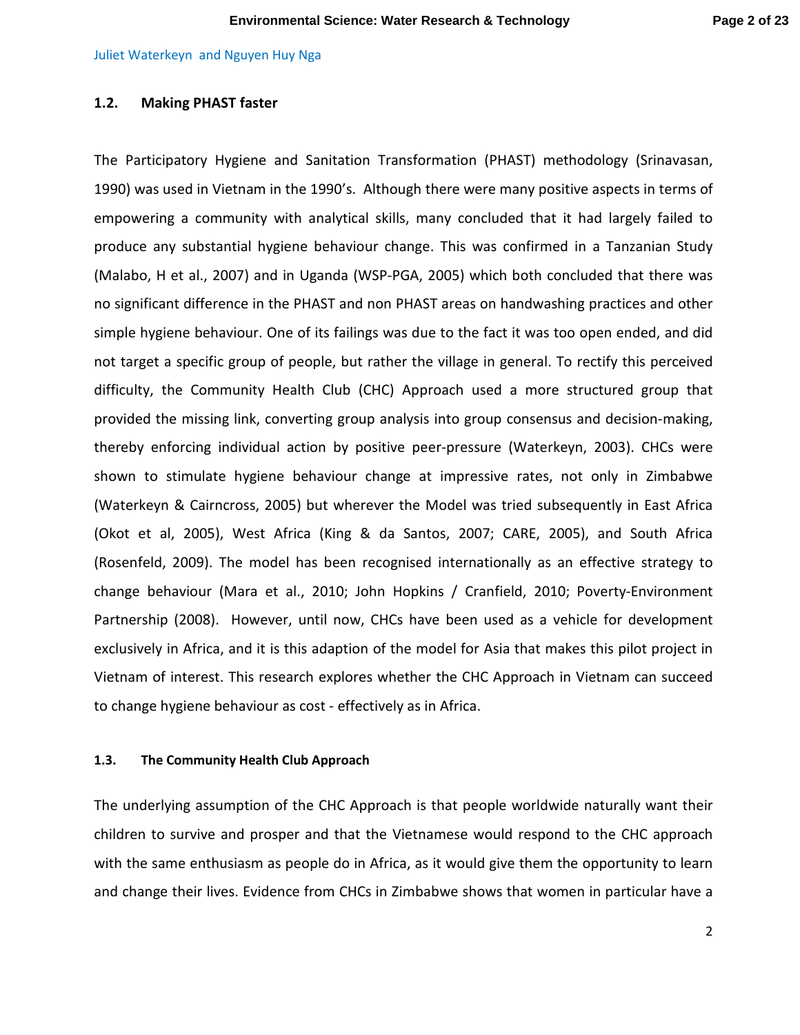Juliet Waterkeyn and Nguyen Huy Nga

## 1.2. Making PHAST faster

The Participatory Hygiene and Sanitation Transformation (PHAST) methodology (Srinavasan, 1990) was used in Vietnam in the 1990's. Although there were many positive aspects in terms of empowering a community with analytical skills, many concluded that it had largely failed to produce any substantial hygiene behaviour change. This was confirmed in a Tanzanian Study (Malabo, H et al., 2007) and in Uganda (WSP-PGA, 2005) which both concluded that there was no significant difference in the PHAST and non PHAST areas on handwashing practices and other simple hygiene behaviour. One of its failings was due to the fact it was too open ended, and did not target a specific group of people, but rather the village in general. To rectify this perceived difficulty, the Community Health Club (CHC) Approach used a more structured group that provided the missing link, converting group analysis into group consensus and decision-making, thereby enforcing individual action by positive peer-pressure (Waterkeyn, 2003). CHCs were shown to stimulate hygiene behaviour change at impressive rates, not only in Zimbabwe (Waterkeyn & Cairncross, 2005) but wherever the Model was tried subsequently in East Africa (Okot et al, 2005), West Africa (King & da Santos, 2007; CARE, 2005), and South Africa (Rosenfeld, 2009). The model has been recognised internationally as an effective strategy to change behaviour (Mara et al., 2010; John Hopkins / Cranfield, 2010; Poverty-Environment Partnership (2008). However, until now, CHCs have been used as a vehicle for development exclusively in Africa, and it is this adaption of the model for Asia that makes this pilot project in Vietnam of interest. This research explores whether the CHC Approach in Vietnam can succeed to change hygiene behaviour as cost - effectively as in Africa.

### 1.3. The Community Health Club Approach

The underlying assumption of the CHC Approach is that people worldwide naturally want their children to survive and prosper and that the Vietnamese would respond to the CHC approach with the same enthusiasm as people do in Africa, as it would give them the opportunity to learn and change their lives. Evidence from CHCs in Zimbabwe shows that women in particular have a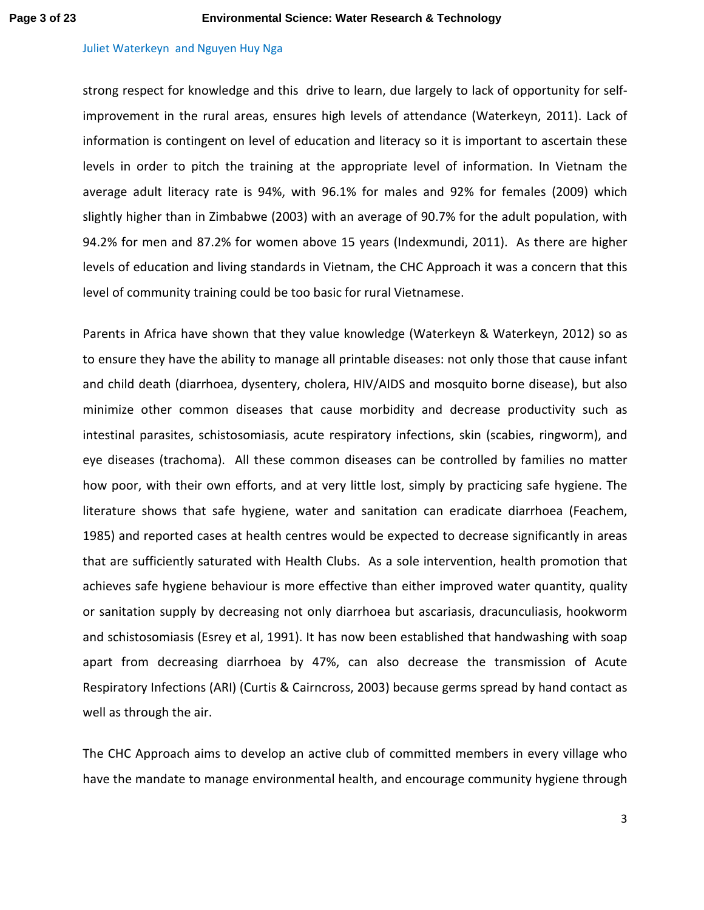strong respect for knowledge and this drive to learn, due largely to lack of opportunity for self-improvement in the rural areas, ensures high levels of attendance (Waterkeyn, 2011). Lack of information is contingent on level of education and literacy so it is important to ascertain these levels in order to pitch the training at the appropriate level of information. In Vietnam the average adult literacy rate is 94%, with 96.1% for males and 92% for females (2009) which slightly higher than in Zimbabwe (2003) with an average of 90.7% for the adult population, with 94.2% for men and 87.2% for women above 15 years (Indexmundi, 2011). As there are higher levels of education and living standards in Vietnam, the CHC Approach it was a concern that this level of community training could be too basic for rural Vietnamese.

Parents in Africa have shown that they value knowledge (Waterkeyn & Waterkeyn, 2012) so as to ensure they have the ability to manage all printable diseases: not only those that cause infant and child death (diarrhoea, dysentery, cholera, HIV/AIDS and mosquito borne disease), but also minimize other common diseases that cause morbidity and decrease productivity such as intestinal parasites, schistosomiasis, acute respiratory infections, skin (scabies, ringworm), and eye diseases (trachoma). All these common diseases can be controlled by families no matter how poor, with their own efforts, and at very little lost, simply by practicing safe hygiene. The literature shows that safe hygiene, water and sanitation can eradicate diarrhoea (Feachem, 1985) and reported cases at health centres would be expected to decrease significantly in areas that are sufficiently saturated with Health Clubs. As a sole intervention, health promotion that achieves safe hygiene behaviour is more effective than either improved water quantity, quality or sanitation supply by decreasing not only diarrhoea but ascariasis, dracunculiasis, hookworm and schistosomiasis (Esrey et al, 1991). It has now been established that handwashing with soap apart from decreasing diarrhoea by 47%, can also decrease the transmission of Acute Respiratory Infections (ARI) (Curtis & Cairncross, 2003) because germs spread by hand contact as well as through the air.

The CHC Approach aims to develop an active club of committed members in every village who have the mandate to manage environmental health, and encourage community hygiene through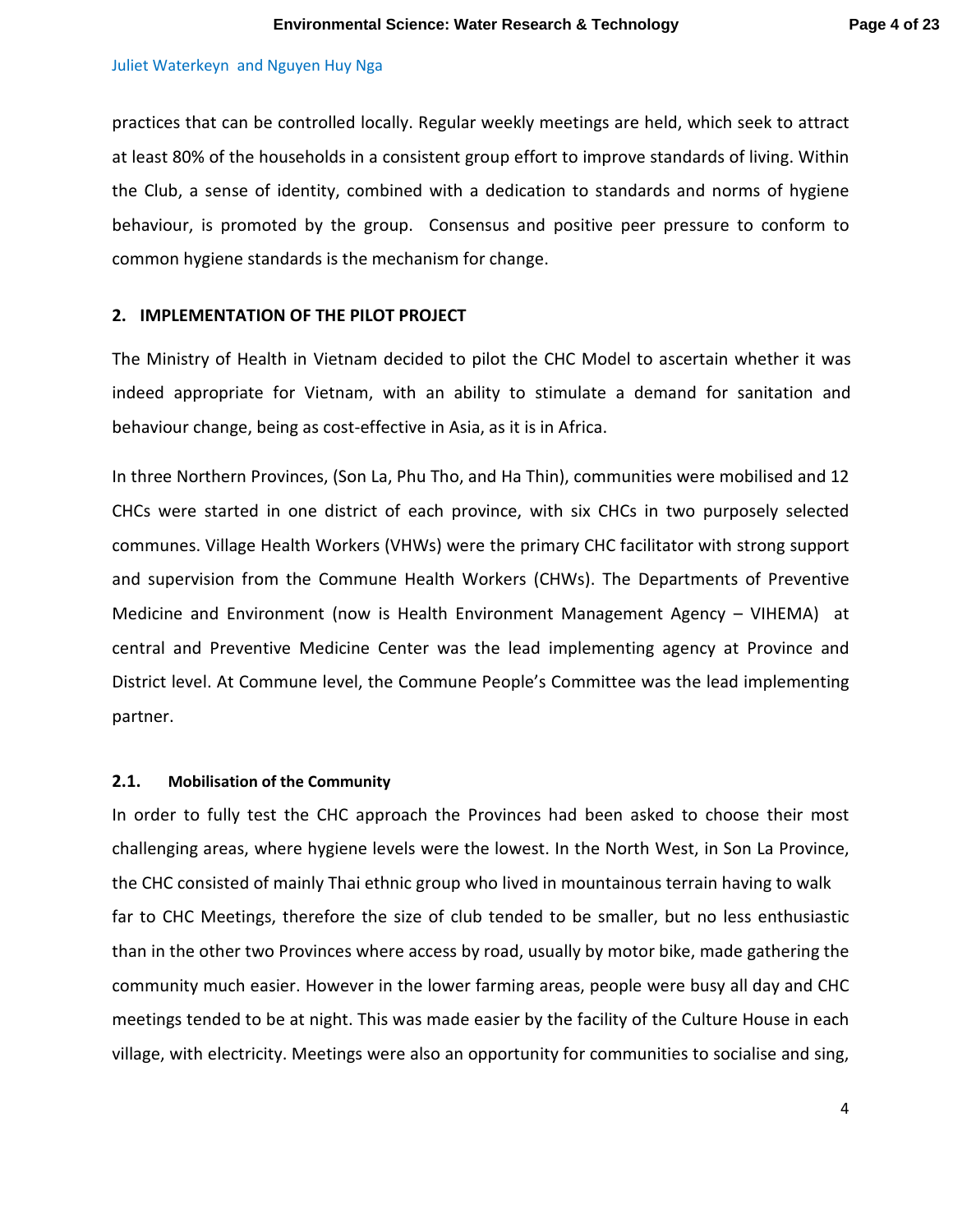practices that can be controlled locally. Regular weekly meetings are held, which seek to attract at least 80% of the households in a consistent group effort to improve standards of living. Within the Club, a sense of identity, combined with a dedication to standards and norms of hygiene behaviour, is promoted by the group. Consensus and positive peer pressure to conform to common hygiene standards is the mechanism for change.

## 2. IMPLEMENTATION OF THE PILOT PROJECT

The Ministry of Health in Vietnam decided to pilot the CHC Model to ascertain whether it was indeed appropriate for Vietnam, with an ability to stimulate a demand for sanitation and behaviour change, being as cost-effective in Asia, as it is in Africa.

In three Northern Provinces, (Son La, Phu Tho, and Ha Thin), communities were mobilised and 12 CHCs were started in one district of each province, with six CHCs in two purposely selected communes. Village Health Workers (VHWs) were the primary CHC facilitator with strong support and supervision from the Commune Health Workers (CHWs). The Departments of Preventive Medicine and Environment (now is Health Environment Management Agency – VIHEMA) at central and Preventive Medicine Center was the lead implementing agency at Province and District level. At Commune level, the Commune People's Committee was the lead implementing partner.

### 2.1. Mobilisation of the Community

In order to fully test the CHC approach the Provinces had been asked to choose their most challenging areas, where hygiene levels were the lowest. In the North West, in Son La Province, the CHC consisted of mainly Thai ethnic group who lived in mountainous terrain having to walk far to CHC Meetings, therefore the size of club tended to be smaller, but no less enthusiastic than in the other two Provinces where access by road, usually by motor bike, made gathering the community much easier. However in the lower farming areas, people were busy all day and CHC meetings tended to be at night. This was made easier by the facility of the Culture House in each village, with electricity. Meetings were also an opportunity for communities to socialise and sing,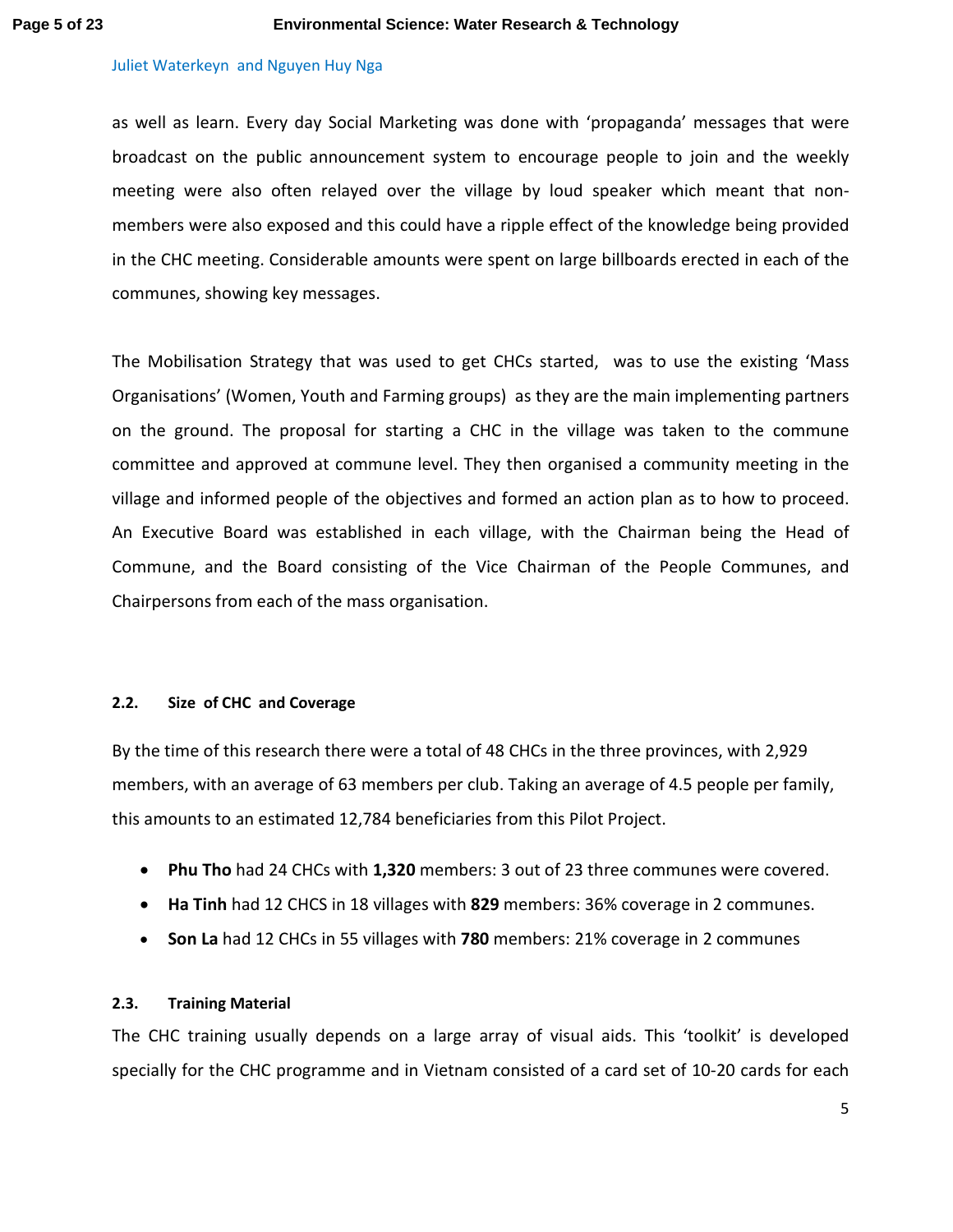as well as learn. Every day Social Marketing was done with 'propaganda' messages that were broadcast on the public announcement system to encourage people to join and the weekly meeting were also often relayed over the village by loud speaker which meant that non-members were also exposed and this could have a ripple effect of the knowledge being provided in the CHC meeting. Considerable amounts were spent on large billboards erected in each of the communes, showing key messages.

The Mobilisation Strategy that was used to get CHCs started, was to use the existing 'Mass Organisations' (Women, Youth and Farming groups) as they are the main implementing partners on the ground. The proposal for starting a CHC in the village was taken to the commune committee and approved at commune level. They then organised a community meeting in the village and informed people of the objectives and formed an action plan as to how to proceed. An Executive Board was established in each village, with the Chairman being the Head of Commune, and the Board consisting of the Vice Chairman of the People Communes, and Chairpersons from each of the mass organisation.

### 2.2. Size of CHC and Coverage

By the time of this research there were a total of 48 CHCs in the three provinces, with 2,929 members, with an average of 63 members per club. Taking an average of 4.5 people per family, this amounts to an estimated 12,784 beneficiaries from this Pilot Project.

- **Phu Tho** had 24 CHCs with **1,320** members: 3 out of 23 three communes were covered.
- **Ha Tinh** had 12 CHCS in 18 villages with **829** members: 36% coverage in 2 communes.
- **Son La** had 12 CHCs in 55 villages with **780** members: 21% coverage in 2 communes

### 2.3. Training Material

The CHC training usually depends on a large array of visual aids. This 'toolkit' is developed specially for the CHC programme and in Vietnam consisted of a card set of 10-20 cards for each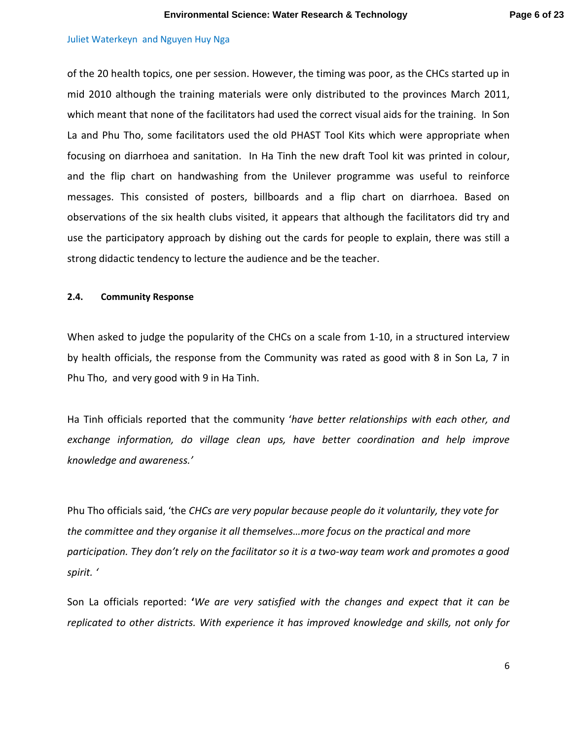of the 20 health topics, one per session. However, the timing was poor, as the CHCs started up in mid 2010 although the training materials were only distributed to the provinces March 2011, which meant that none of the facilitators had used the correct visual aids for the training. In Son La and Phu Tho, some facilitators used the old PHAST Tool Kits which were appropriate when focusing on diarrhoea and sanitation. In Ha Tinh the new draft Tool kit was printed in colour, and the flip chart on handwashing from the Unilever programme was useful to reinforce messages. This consisted of posters, billboards and a flip chart on diarrhoea. Based on observations of the six health clubs visited, it appears that although the facilitators did try and use the participatory approach by dishing out the cards for people to explain, there was still a strong didactic tendency to lecture the audience and be the teacher.

#### 2.4. Community Response

When asked to judge the popularity of the CHCs on a scale from 1-10, in a structured interview by health officials, the response from the Community was rated as good with 8 in Son La, 7 in Phu Tho, and very good with 9 in Ha Tinh.

Ha Tinh officials reported that the community '*have better relationships with each other, and exchange information, do village clean ups, have better coordination and help improve knowledge and awareness.'*

Phu Tho officials said, 'the *CHCs are very popular because people do it voluntarily, they vote for the committee and they organise it all themselves…more focus on the practical and more participation. They don't rely on the facilitator so it is a two-way team work and promotes a good spirit. '*

Son La officials reported: **'***We are very satisfied with the changes and expect that it can be replicated to other districts. With experience it has improved knowledge and skills, not only for*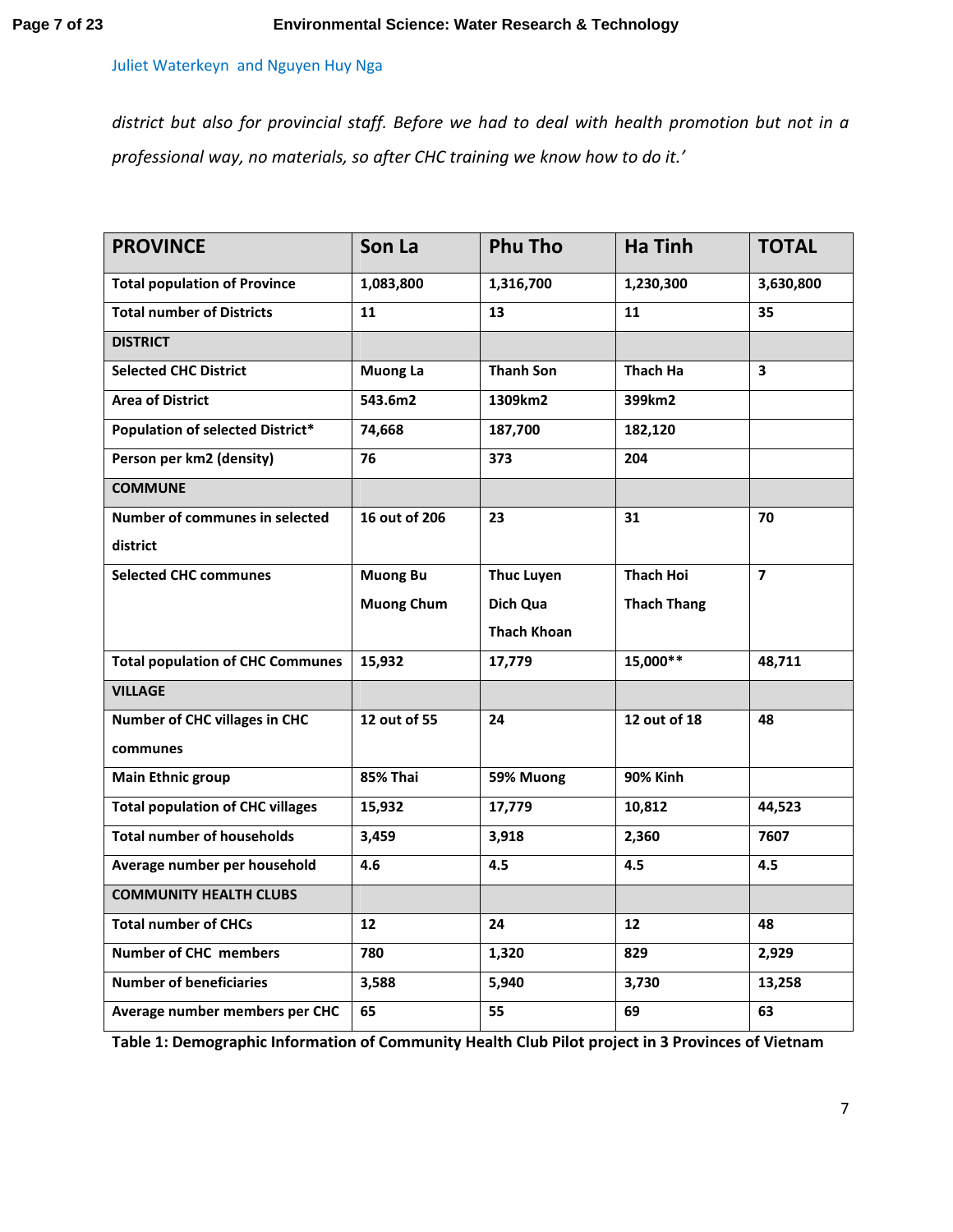*district but also for provincial staff. Before we had to deal with health promotion but not in a professional way, no materials, so after CHC training we know how to do it.'*

| PROVINCE | Son La | Phu Tho | Ha Tinh | TOTAL |
|---|---|---|---|---|
| **Total population of Province** | **1,083,800** | **1,316,700** | **1,230,300** | **3,630,800** |
| **Total number of Districts** | **11** | **13** | **11** | **35** |
| **DISTRICT** | | | | |
| **Selected CHC District** | **Muong La** | **Thanh Son** | **Thach Ha** | **3** |
| **Area of District** | **543.6m2** | **1309km2** | **399km2** | |
| **Population of selected District*** | **74,668** | **187,700** | **182,120** | |
| **Person per km2 (density)** | **76** | **373** | **204** | |
| **COMMUNE** | | | | |
| **Number of communes in selected district** | **16 out of 206** | **23** | **31** | **70** |
| **Selected CHC communes** | **Muong Bu**<br>**Muong Chum** | **Thuc Luyen**<br>**Dich Qua**<br>**Thach Khoan** | **Thach Hoi**<br>**Thach Thang** | **7** |
| **Total population of CHC Communes** | **15,932** | **17,779** | **15,000**** | **48,711** |
| **VILLAGE** | | | | |
| **Number of CHC villages in CHC communes** | **12 out of 55** | **24** | **12 out of 18** | **48** |
| **Main Ethnic group** | **85% Thai** | **59% Muong** | **90% Kinh** | |
| **Total population of CHC villages** | **15,932** | **17,779** | **10,812** | **44,523** |
| **Total number of households** | **3,459** | **3,918** | **2,360** | **7607** |
| **Average number per household** | **4.6** | **4.5** | **4.5** | **4.5** |
| **COMMUNITY HEALTH CLUBS** | | | | |
| **Total number of CHCs** | **12** | **24** | **12** | **48** |
| **Number of CHC members** | **780** | **1,320** | **829** | **2,929** |
| **Number of beneficiaries** | **3,588** | **5,940** | **3,730** | **13,258** |
| **Average number members per CHC** | **65** | **55** | **69** | **63** |

**Table 1: Demographic Information of Community Health Club Pilot project in 3 Provinces of Vietnam**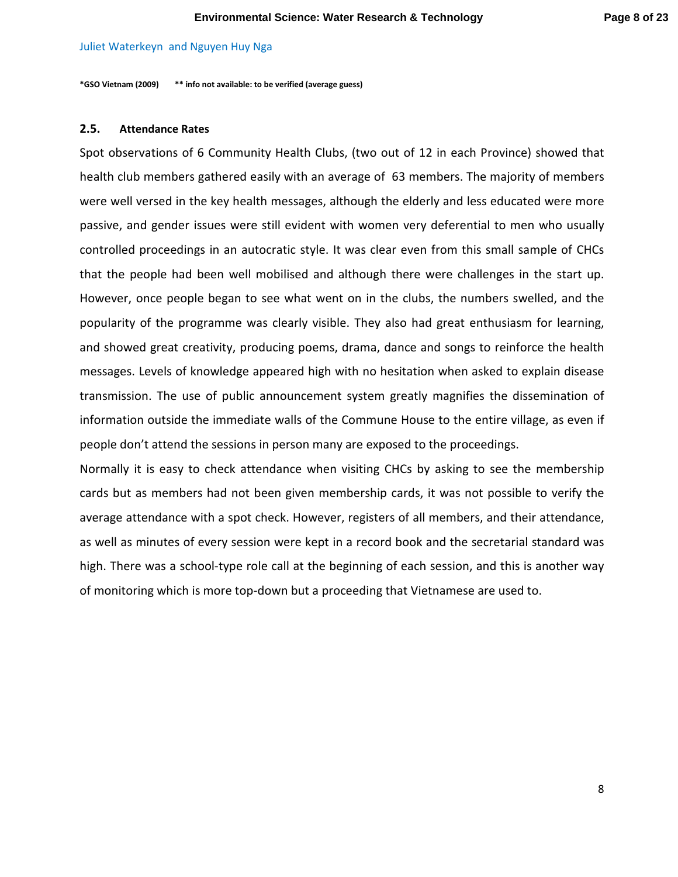Juliet Waterkeyn and Nguyen Huy Nga

**\*GSO Vietnam (2009)** **\*\* info not available: to be verified (average guess)**

## 2.5. Attendance Rates

Spot observations of 6 Community Health Clubs, (two out of 12 in each Province) showed that health club members gathered easily with an average of 63 members. The majority of members were well versed in the key health messages, although the elderly and less educated were more passive, and gender issues were still evident with women very deferential to men who usually controlled proceedings in an autocratic style. It was clear even from this small sample of CHCs that the people had been well mobilised and although there were challenges in the start up. However, once people began to see what went on in the clubs, the numbers swelled, and the popularity of the programme was clearly visible. They also had great enthusiasm for learning, and showed great creativity, producing poems, drama, dance and songs to reinforce the health messages. Levels of knowledge appeared high with no hesitation when asked to explain disease transmission. The use of public announcement system greatly magnifies the dissemination of information outside the immediate walls of the Commune House to the entire village, as even if people don't attend the sessions in person many are exposed to the proceedings.

Normally it is easy to check attendance when visiting CHCs by asking to see the membership cards but as members had not been given membership cards, it was not possible to verify the average attendance with a spot check. However, registers of all members, and their attendance, as well as minutes of every session were kept in a record book and the secretarial standard was high. There was a school-type role call at the beginning of each session, and this is another way of monitoring which is more top-down but a proceeding that Vietnamese are used to.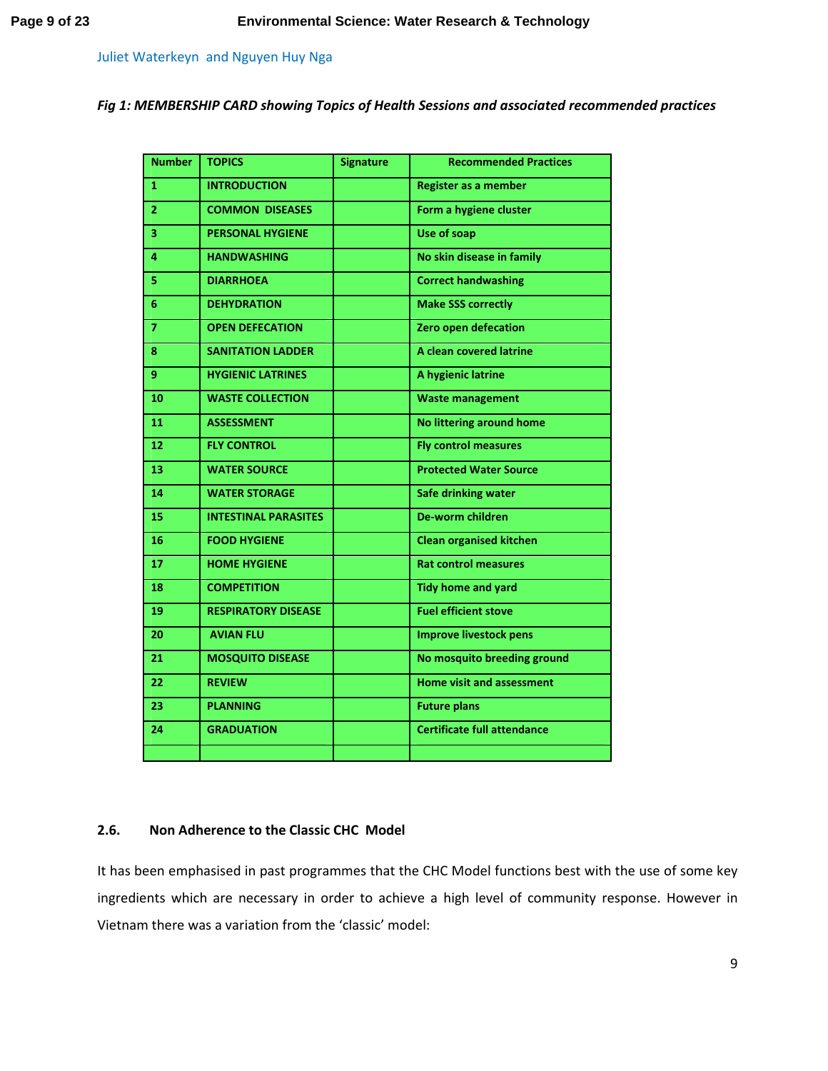Juliet Waterkeyn and Nguyen Huy Nga

***Fig 1: MEMBERSHIP CARD showing Topics of Health Sessions and associated recommended practices***

| Number | TOPICS | Signature | Recommended Practices |
|---|---|---|---|
| 1 | INTRODUCTION | | Register as a member |
| 2 | COMMON DISEASES | | Form a hygiene cluster |
| 3 | PERSONAL HYGIENE | | Use of soap |
| 4 | HANDWASHING | | No skin disease in family |
| 5 | DIARRHOEA | | Correct handwashing |
| 6 | DEHYDRATION | | Make SSS correctly |
| 7 | OPEN DEFECATION | | Zero open defecation |
| 8 | SANITATION LADDER | | A clean covered latrine |
| 9 | HYGIENIC LATRINES | | A hygienic latrine |
| 10 | WASTE COLLECTION | | Waste management |
| 11 | ASSESSMENT | | No littering around home |
| 12 | FLY CONTROL | | Fly control measures |
| 13 | WATER SOURCE | | Protected Water Source |
| 14 | WATER STORAGE | | Safe drinking water |
| 15 | INTESTINAL PARASITES | | De-worm children |
| 16 | FOOD HYGIENE | | Clean organised kitchen |
| 17 | HOME HYGIENE | | Rat control measures |
| 18 | COMPETITION | | Tidy home and yard |
| 19 | RESPIRATORY DISEASE | | Fuel efficient stove |
| 20 | AVIAN FLU | | Improve livestock pens |
| 21 | MOSQUITO DISEASE | | No mosquito breeding ground |
| 22 | REVIEW | | Home visit and assessment |
| 23 | PLANNING | | Future plans |
| 24 | GRADUATION | | Certificate full attendance |
| | | | |

### 2.6. Non Adherence to the Classic CHC Model

It has been emphasised in past programmes that the CHC Model functions best with the use of some key ingredients which are necessary in order to achieve a high level of community response. However in Vietnam there was a variation from the 'classic' model: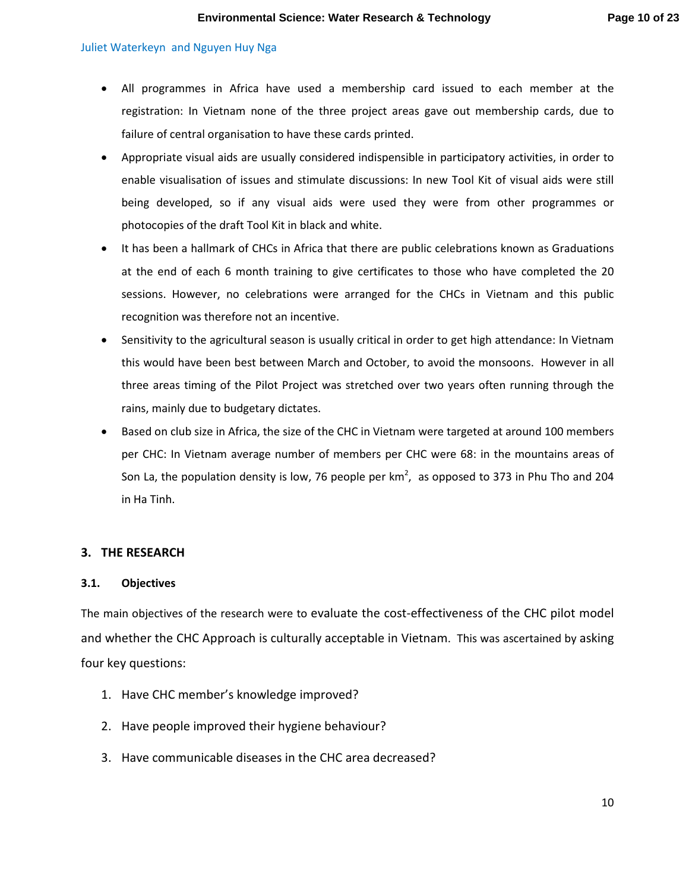- All programmes in Africa have used a membership card issued to each member at the registration: In Vietnam none of the three project areas gave out membership cards, due to failure of central organisation to have these cards printed.
- Appropriate visual aids are usually considered indispensible in participatory activities, in order to enable visualisation of issues and stimulate discussions: In new Tool Kit of visual aids were still being developed, so if any visual aids were used they were from other programmes or photocopies of the draft Tool Kit in black and white.
- It has been a hallmark of CHCs in Africa that there are public celebrations known as Graduations at the end of each 6 month training to give certificates to those who have completed the 20 sessions. However, no celebrations were arranged for the CHCs in Vietnam and this public recognition was therefore not an incentive.
- Sensitivity to the agricultural season is usually critical in order to get high attendance: In Vietnam this would have been best between March and October, to avoid the monsoons. However in all three areas timing of the Pilot Project was stretched over two years often running through the rains, mainly due to budgetary dictates.
- Based on club size in Africa, the size of the CHC in Vietnam were targeted at around 100 members per CHC: In Vietnam average number of members per CHC were 68: in the mountains areas of Son La, the population density is low, 76 people per $km^2$, as opposed to 373 in Phu Tho and 204 in Ha Tinh.

## 3. THE RESEARCH

### 3.1. Objectives

The main objectives of the research were to evaluate the cost-effectiveness of the CHC pilot model and whether the CHC Approach is culturally acceptable in Vietnam. This was ascertained by asking four key questions:

1. Have CHC member's knowledge improved?
2. Have people improved their hygiene behaviour?
3. Have communicable diseases in the CHC area decreased?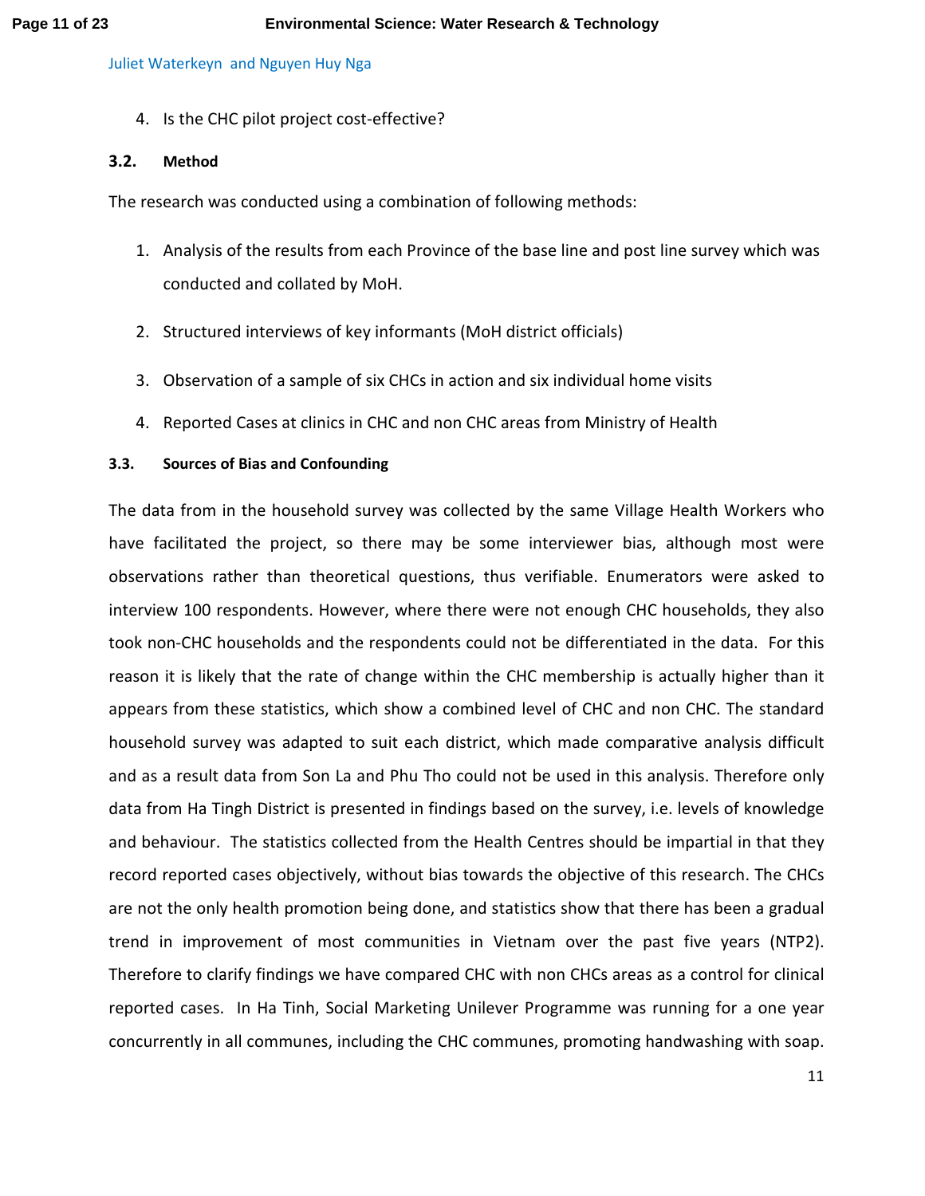Juliet Waterkeyn and Nguyen Huy Nga

4. Is the CHC pilot project cost-effective?

### 3.2. Method

The research was conducted using a combination of following methods:

1. Analysis of the results from each Province of the base line and post line survey which was conducted and collated by MoH.
2. Structured interviews of key informants (MoH district officials)
3. Observation of a sample of six CHCs in action and six individual home visits
4. Reported Cases at clinics in CHC and non CHC areas from Ministry of Health

### 3.3. Sources of Bias and Confounding

The data from in the household survey was collected by the same Village Health Workers who have facilitated the project, so there may be some interviewer bias, although most were observations rather than theoretical questions, thus verifiable. Enumerators were asked to interview 100 respondents. However, where there were not enough CHC households, they also took non-CHC households and the respondents could not be differentiated in the data. For this reason it is likely that the rate of change within the CHC membership is actually higher than it appears from these statistics, which show a combined level of CHC and non CHC. The standard household survey was adapted to suit each district, which made comparative analysis difficult and as a result data from Son La and Phu Tho could not be used in this analysis. Therefore only data from Ha Tingh District is presented in findings based on the survey, i.e. levels of knowledge and behaviour. The statistics collected from the Health Centres should be impartial in that they record reported cases objectively, without bias towards the objective of this research. The CHCs are not the only health promotion being done, and statistics show that there has been a gradual trend in improvement of most communities in Vietnam over the past five years (NTP2). Therefore to clarify findings we have compared CHC with non CHCs areas as a control for clinical reported cases. In Ha Tinh, Social Marketing Unilever Programme was running for a one year concurrently in all communes, including the CHC communes, promoting handwashing with soap.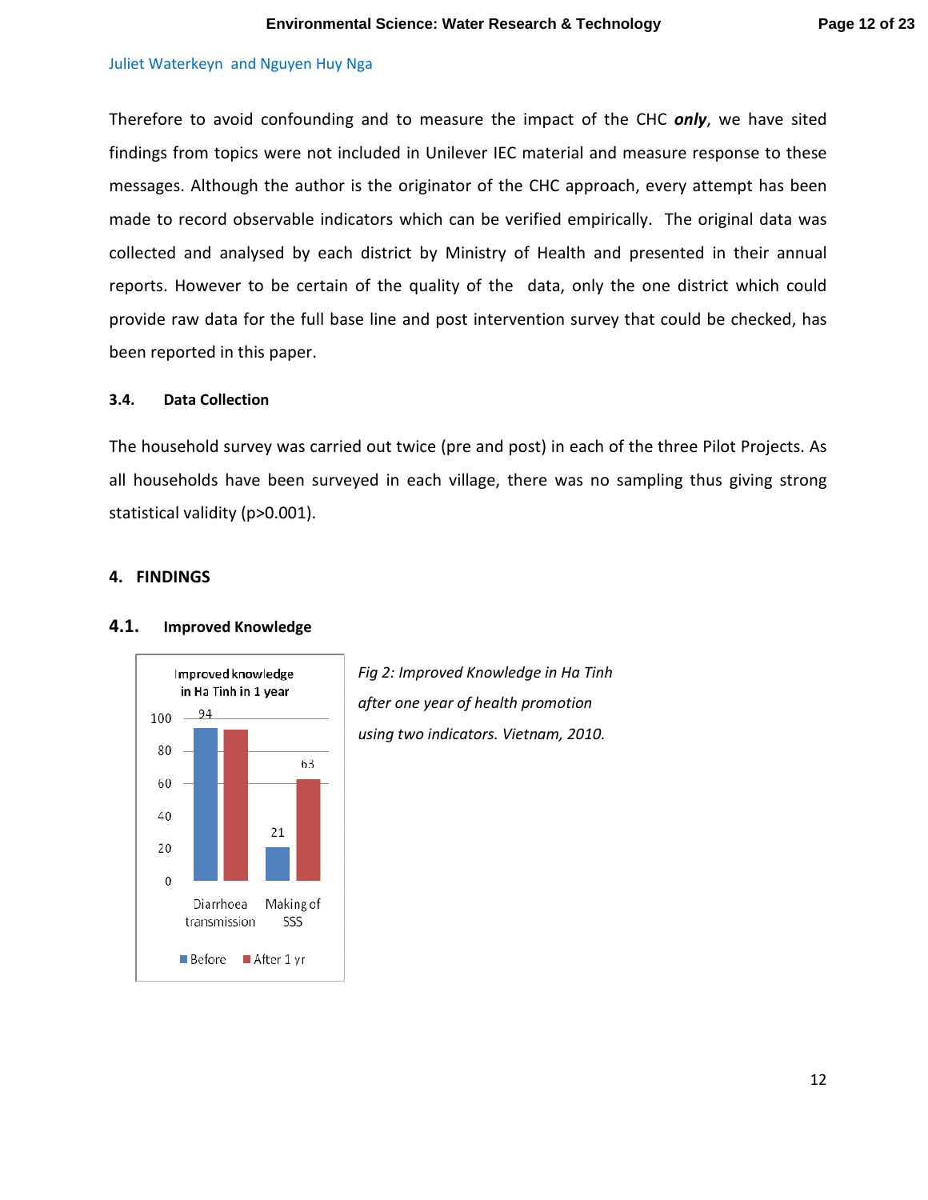Therefore to avoid confounding and to measure the impact of the CHC ***only***, we have sited findings from topics were not included in Unilever IEC material and measure response to these messages. Although the author is the originator of the CHC approach, every attempt has been made to record observable indicators which can be verified empirically. The original data was collected and analysed by each district by Ministry of Health and presented in their annual reports. However to be certain of the quality of the data, only the one district which could provide raw data for the full base line and post intervention survey that could be checked, has been reported in this paper.

### 3.4. Data Collection

The household survey was carried out twice (pre and post) in each of the three Pilot Projects. As all households have been surveyed in each village, there was no sampling thus giving strong statistical validity ($p>0.001$).

## 4. FINDINGS

### 4.1. Improved Knowledge

Improved knowledge in Ha Tinh in 1 year

| | Before | After 1 yr |
|---|---|---|
| Diarrhoea transmission | 94 | |
| Making of SSS | 21 | 63 |

*Fig 2: Improved Knowledge in Ha Tinh after one year of health promotion using two indicators. Vietnam, 2010.*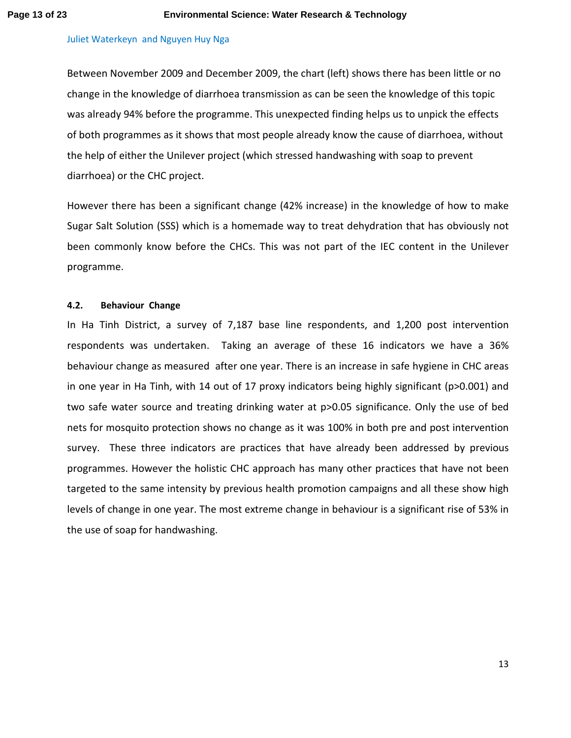Juliet Waterkeyn and Nguyen Huy Nga

Between November 2009 and December 2009, the chart (left) shows there has been little or no change in the knowledge of diarrhoea transmission as can be seen the knowledge of this topic was already 94% before the programme. This unexpected finding helps us to unpick the effects of both programmes as it shows that most people already know the cause of diarrhoea, without the help of either the Unilever project (which stressed handwashing with soap to prevent diarrhoea) or the CHC project.

However there has been a significant change (42% increase) in the knowledge of how to make Sugar Salt Solution (SSS) which is a homemade way to treat dehydration that has obviously not been commonly know before the CHCs. This was not part of the IEC content in the Unilever programme.

#### 4.2. Behaviour Change

In Ha Tinh District, a survey of 7,187 base line respondents, and 1,200 post intervention respondents was undertaken. Taking an average of these 16 indicators we have a 36% behaviour change as measured after one year. There is an increase in safe hygiene in CHC areas in one year in Ha Tinh, with 14 out of 17 proxy indicators being highly significant ($p>0.001$) and two safe water source and treating drinking water at $p>0.05$ significance. Only the use of bed nets for mosquito protection shows no change as it was 100% in both pre and post intervention survey. These three indicators are practices that have already been addressed by previous programmes. However the holistic CHC approach has many other practices that have not been targeted to the same intensity by previous health promotion campaigns and all these show high levels of change in one year. The most extreme change in behaviour is a significant rise of 53% in the use of soap for handwashing.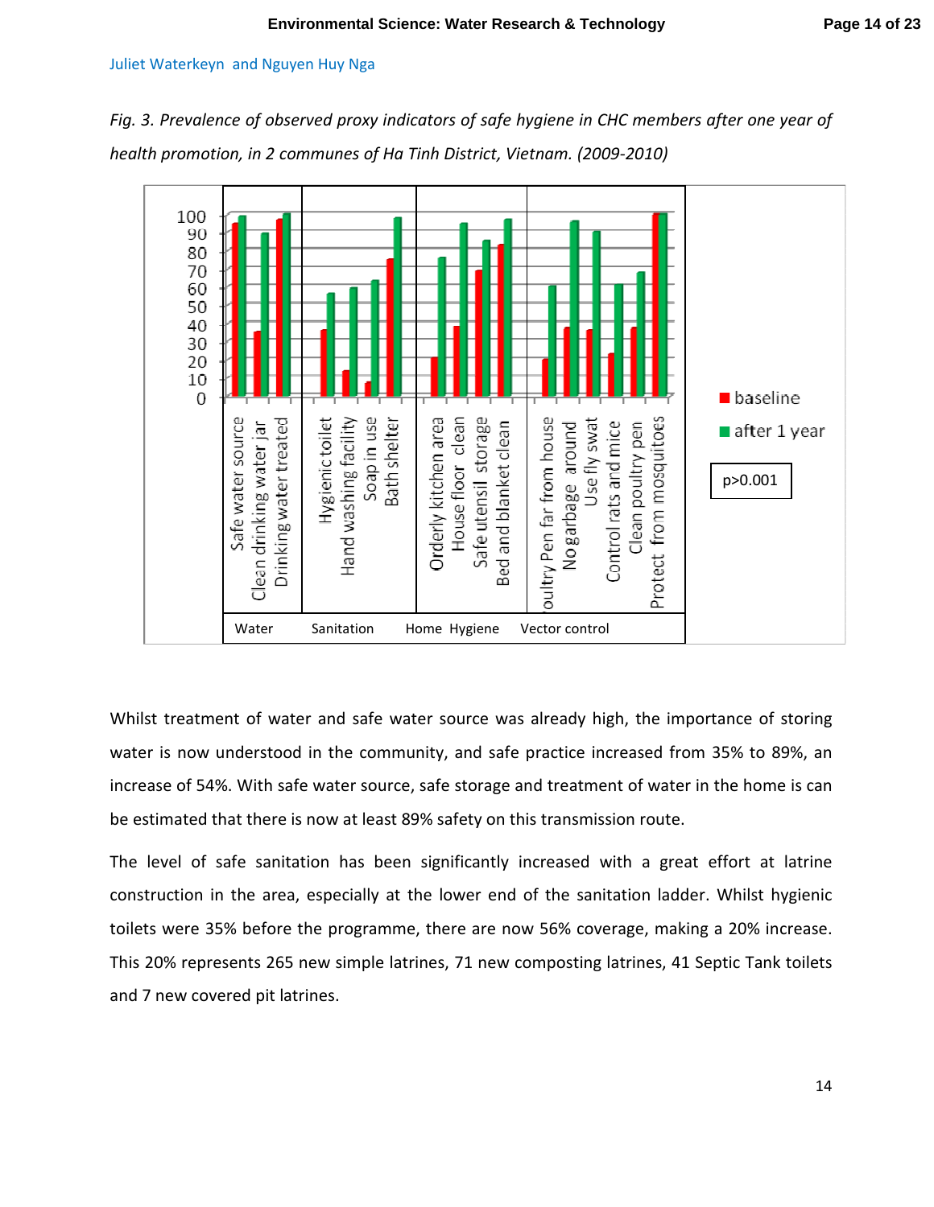*Fig. 3. Prevalence of observed proxy indicators of safe hygiene in CHC members after one year of health promotion, in 2 communes of Ha Tinh District, Vietnam. (2009-2010)*

Whilst treatment of water and safe water source was already high, the importance of storing water is now understood in the community, and safe practice increased from 35% to 89%, an increase of 54%. With safe water source, safe storage and treatment of water in the home is can be estimated that there is now at least 89% safety on this transmission route.

The level of safe sanitation has been significantly increased with a great effort at latrine construction in the area, especially at the lower end of the sanitation ladder. Whilst hygienic toilets were 35% before the programme, there are now 56% coverage, making a 20% increase. This 20% represents 265 new simple latrines, 71 new composting latrines, 41 Septic Tank toilets and 7 new covered pit latrines.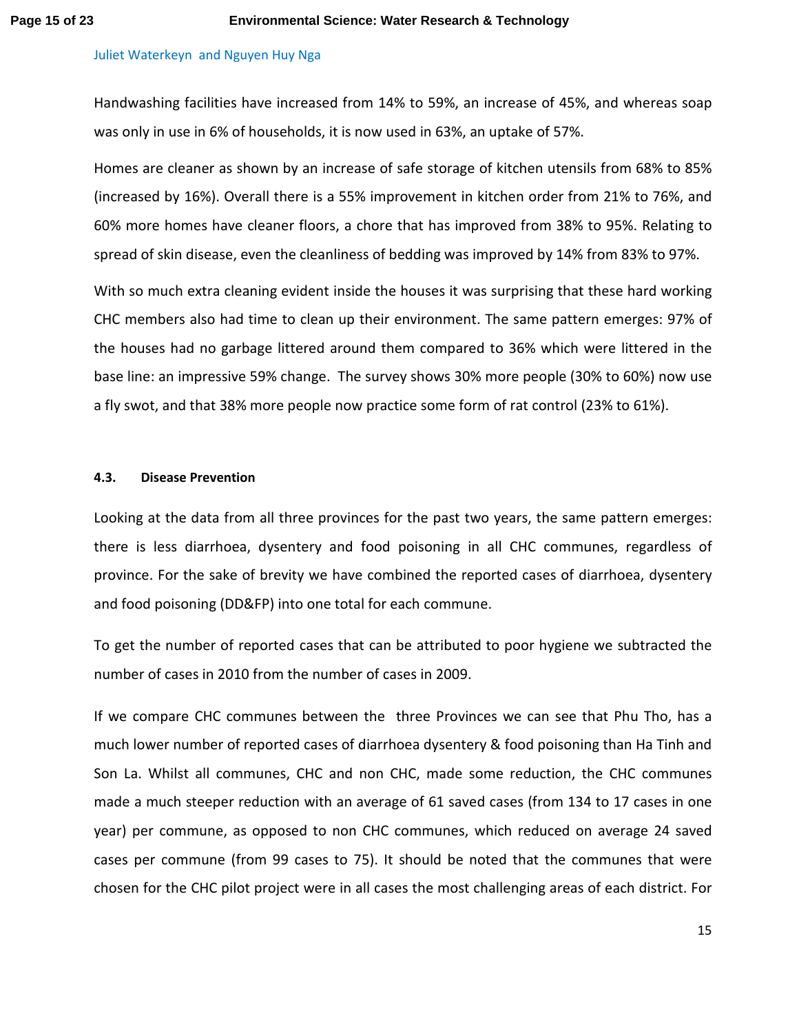Juliet Waterkeyn and Nguyen Huy Nga

Handwashing facilities have increased from 14% to 59%, an increase of 45%, and whereas soap was only in use in 6% of households, it is now used in 63%, an uptake of 57%.

Homes are cleaner as shown by an increase of safe storage of kitchen utensils from 68% to 85% (increased by 16%). Overall there is a 55% improvement in kitchen order from 21% to 76%, and 60% more homes have cleaner floors, a chore that has improved from 38% to 95%. Relating to spread of skin disease, even the cleanliness of bedding was improved by 14% from 83% to 97%.

With so much extra cleaning evident inside the houses it was surprising that these hard working CHC members also had time to clean up their environment. The same pattern emerges: 97% of the houses had no garbage littered around them compared to 36% which were littered in the base line: an impressive 59% change. The survey shows 30% more people (30% to 60%) now use a fly swot, and that 38% more people now practice some form of rat control (23% to 61%).

#### 4.3. Disease Prevention

Looking at the data from all three provinces for the past two years, the same pattern emerges: there is less diarrhoea, dysentery and food poisoning in all CHC communes, regardless of province. For the sake of brevity we have combined the reported cases of diarrhoea, dysentery and food poisoning (DD&FP) into one total for each commune.

To get the number of reported cases that can be attributed to poor hygiene we subtracted the number of cases in 2010 from the number of cases in 2009.

If we compare CHC communes between the three Provinces we can see that Phu Tho, has a much lower number of reported cases of diarrhoea dysentery & food poisoning than Ha Tinh and Son La. Whilst all communes, CHC and non CHC, made some reduction, the CHC communes made a much steeper reduction with an average of 61 saved cases (from 134 to 17 cases in one year) per commune, as opposed to non CHC communes, which reduced on average 24 saved cases per commune (from 99 cases to 75). It should be noted that the communes that were chosen for the CHC pilot project were in all cases the most challenging areas of each district. For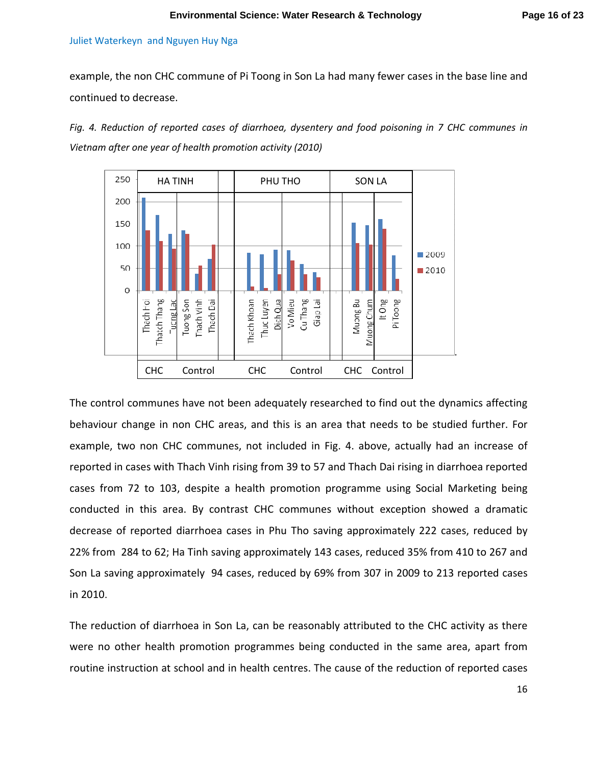Juliet Waterkeyn and Nguyen Huy Nga

example, the non CHC commune of Pi Toong in Son La had many fewer cases in the base line and continued to decrease.

*Fig. 4. Reduction of reported cases of diarrhoea, dysentery and food poisoning in 7 CHC communes in Vietnam after one year of health promotion activity (2010)*

The control communes have not been adequately researched to find out the dynamics affecting behaviour change in non CHC areas, and this is an area that needs to be studied further. For example, two non CHC communes, not included in Fig. 4. above, actually had an increase of reported in cases with Thach Vinh rising from 39 to 57 and Thach Dai rising in diarrhoea reported cases from 72 to 103, despite a health promotion programme using Social Marketing being conducted in this area. By contrast CHC communes without exception showed a dramatic decrease of reported diarrhoea cases in Phu Tho saving approximately 222 cases, reduced by 22% from 284 to 62; Ha Tinh saving approximately 143 cases, reduced 35% from 410 to 267 and Son La saving approximately 94 cases, reduced by 69% from 307 in 2009 to 213 reported cases in 2010.

The reduction of diarrhoea in Son La, can be reasonably attributed to the CHC activity as there were no other health promotion programmes being conducted in the same area, apart from routine instruction at school and in health centres. The cause of the reduction of reported cases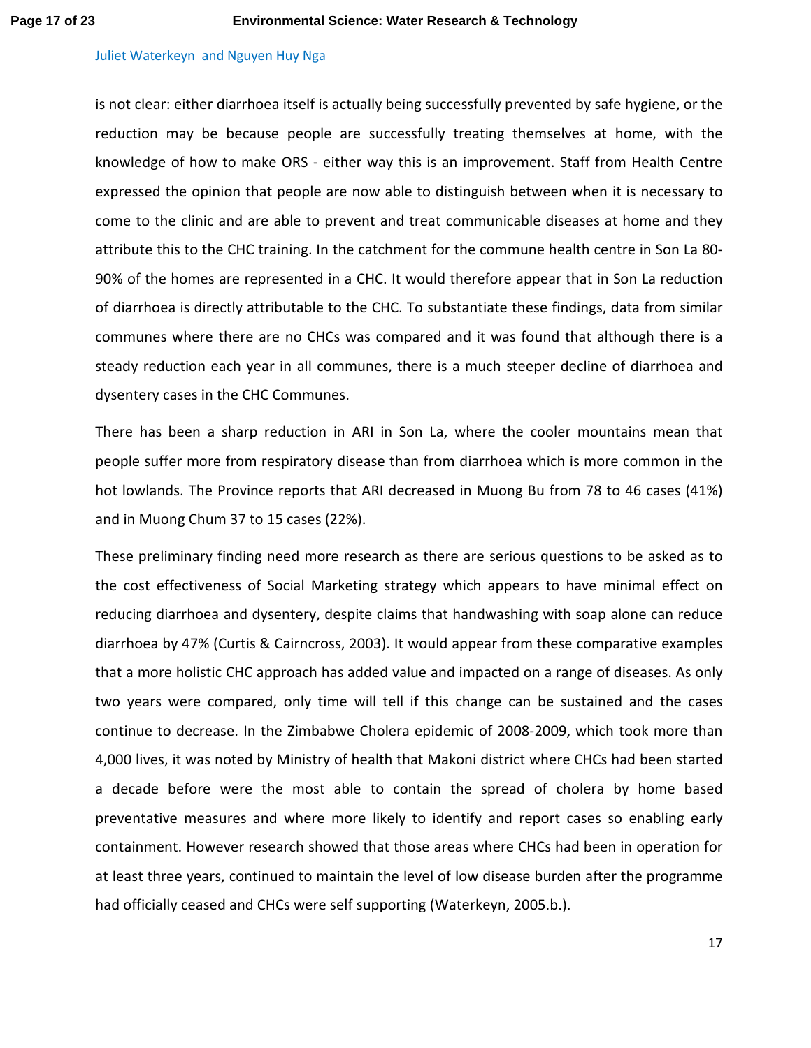is not clear: either diarrhoea itself is actually being successfully prevented by safe hygiene, or the reduction may be because people are successfully treating themselves at home, with the knowledge of how to make ORS - either way this is an improvement. Staff from Health Centre expressed the opinion that people are now able to distinguish between when it is necessary to come to the clinic and are able to prevent and treat communicable diseases at home and they attribute this to the CHC training. In the catchment for the commune health centre in Son La 80-90% of the homes are represented in a CHC. It would therefore appear that in Son La reduction of diarrhoea is directly attributable to the CHC. To substantiate these findings, data from similar communes where there are no CHCs was compared and it was found that although there is a steady reduction each year in all communes, there is a much steeper decline of diarrhoea and dysentery cases in the CHC Communes.

There has been a sharp reduction in ARI in Son La, where the cooler mountains mean that people suffer more from respiratory disease than from diarrhoea which is more common in the hot lowlands. The Province reports that ARI decreased in Muong Bu from 78 to 46 cases (41%) and in Muong Chum 37 to 15 cases (22%).

These preliminary finding need more research as there are serious questions to be asked as to the cost effectiveness of Social Marketing strategy which appears to have minimal effect on reducing diarrhoea and dysentery, despite claims that handwashing with soap alone can reduce diarrhoea by 47% (Curtis & Cairncross, 2003). It would appear from these comparative examples that a more holistic CHC approach has added value and impacted on a range of diseases. As only two years were compared, only time will tell if this change can be sustained and the cases continue to decrease. In the Zimbabwe Cholera epidemic of 2008-2009, which took more than 4,000 lives, it was noted by Ministry of health that Makoni district where CHCs had been started a decade before were the most able to contain the spread of cholera by home based preventative measures and where more likely to identify and report cases so enabling early containment. However research showed that those areas where CHCs had been in operation for at least three years, continued to maintain the level of low disease burden after the programme had officially ceased and CHCs were self supporting (Waterkeyn, 2005.b.).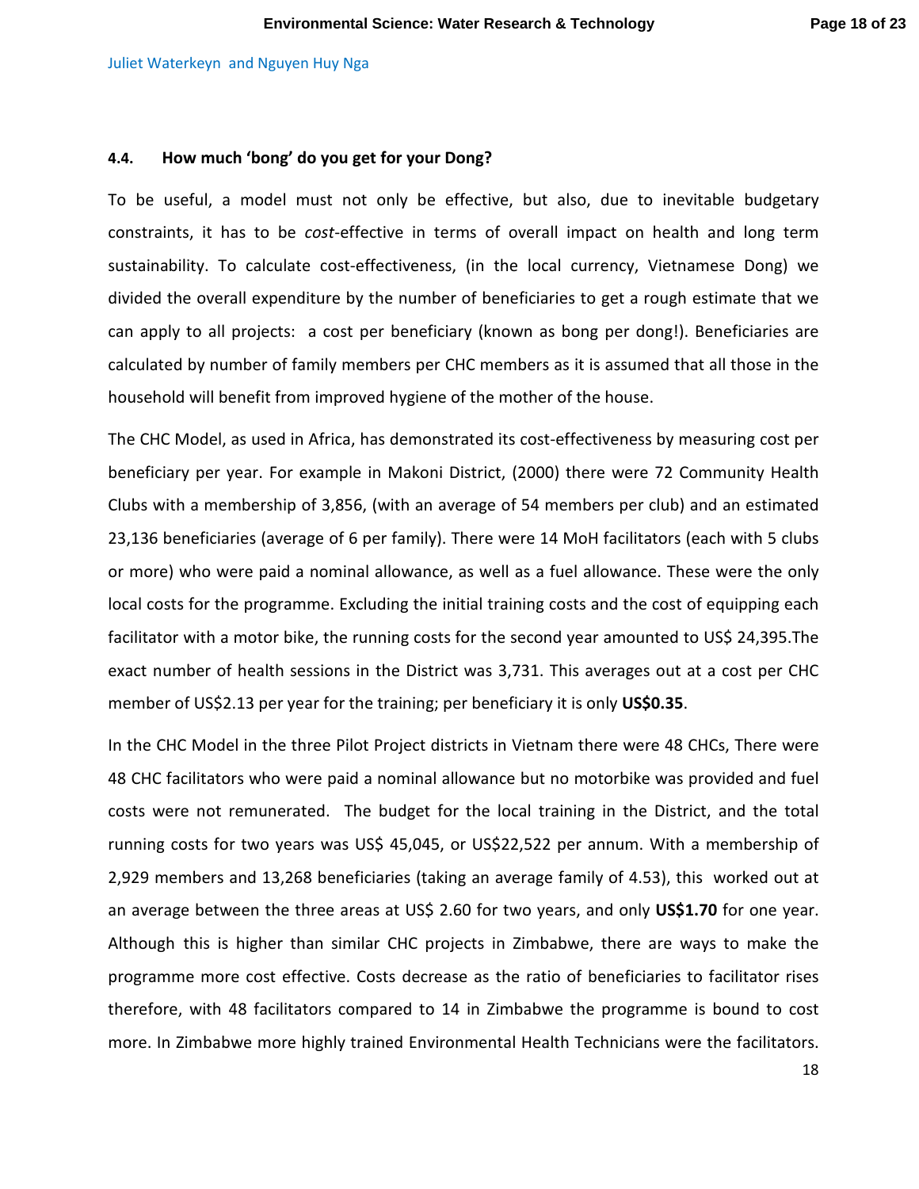#### 4.4. How much 'bong' do you get for your Dong?

To be useful, a model must not only be effective, but also, due to inevitable budgetary constraints, it has to be *cost*-effective in terms of overall impact on health and long term sustainability. To calculate cost-effectiveness, (in the local currency, Vietnamese Dong) we divided the overall expenditure by the number of beneficiaries to get a rough estimate that we can apply to all projects: a cost per beneficiary (known as bong per dong!). Beneficiaries are calculated by number of family members per CHC members as it is assumed that all those in the household will benefit from improved hygiene of the mother of the house.

The CHC Model, as used in Africa, has demonstrated its cost-effectiveness by measuring cost per beneficiary per year. For example in Makoni District, (2000) there were 72 Community Health Clubs with a membership of 3,856, (with an average of 54 members per club) and an estimated 23,136 beneficiaries (average of 6 per family). There were 14 MoH facilitators (each with 5 clubs or more) who were paid a nominal allowance, as well as a fuel allowance. These were the only local costs for the programme. Excluding the initial training costs and the cost of equipping each facilitator with a motor bike, the running costs for the second year amounted to US$ 24,395.The exact number of health sessions in the District was 3,731. This averages out at a cost per CHC member of US$2.13 per year for the training; per beneficiary it is only **US$0.35**.

In the CHC Model in the three Pilot Project districts in Vietnam there were 48 CHCs, There were 48 CHC facilitators who were paid a nominal allowance but no motorbike was provided and fuel costs were not remunerated. The budget for the local training in the District, and the total running costs for two years was US$ 45,045, or US$22,522 per annum. With a membership of 2,929 members and 13,268 beneficiaries (taking an average family of 4.53), this worked out at an average between the three areas at US$ 2.60 for two years, and only **US$1.70** for one year. Although this is higher than similar CHC projects in Zimbabwe, there are ways to make the programme more cost effective. Costs decrease as the ratio of beneficiaries to facilitator rises therefore, with 48 facilitators compared to 14 in Zimbabwe the programme is bound to cost more. In Zimbabwe more highly trained Environmental Health Technicians were the facilitators.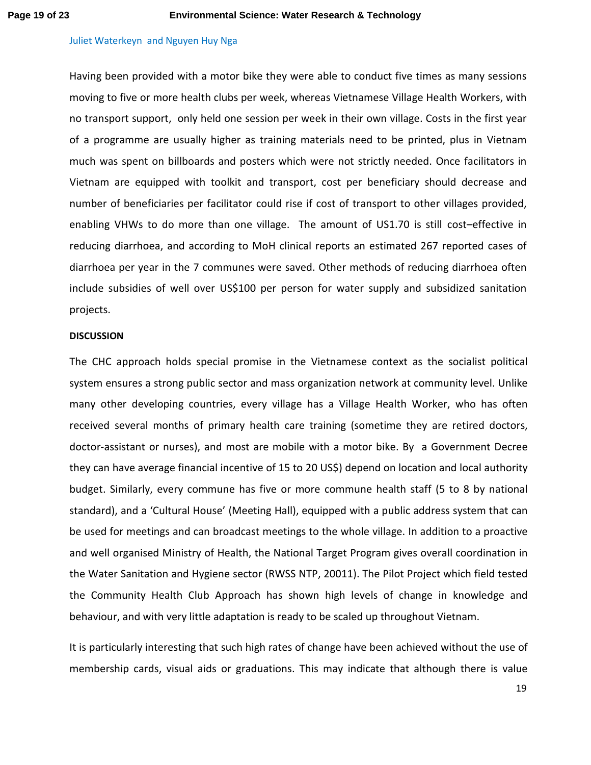Juliet Waterkeyn and Nguyen Huy Nga

Having been provided with a motor bike they were able to conduct five times as many sessions moving to five or more health clubs per week, whereas Vietnamese Village Health Workers, with no transport support, only held one session per week in their own village. Costs in the first year of a programme are usually higher as training materials need to be printed, plus in Vietnam much was spent on billboards and posters which were not strictly needed. Once facilitators in Vietnam are equipped with toolkit and transport, cost per beneficiary should decrease and number of beneficiaries per facilitator could rise if cost of transport to other villages provided, enabling VHWs to do more than one village. The amount of US1.70 is still cost–effective in reducing diarrhoea, and according to MoH clinical reports an estimated 267 reported cases of diarrhoea per year in the 7 communes were saved. Other methods of reducing diarrhoea often include subsidies of well over US$100 per person for water supply and subsidized sanitation projects.

**DISCUSSION**

The CHC approach holds special promise in the Vietnamese context as the socialist political system ensures a strong public sector and mass organization network at community level. Unlike many other developing countries, every village has a Village Health Worker, who has often received several months of primary health care training (sometime they are retired doctors, doctor-assistant or nurses), and most are mobile with a motor bike. By a Government Decree they can have average financial incentive of 15 to 20 US$) depend on location and local authority budget. Similarly, every commune has five or more commune health staff (5 to 8 by national standard), and a 'Cultural House' (Meeting Hall), equipped with a public address system that can be used for meetings and can broadcast meetings to the whole village. In addition to a proactive and well organised Ministry of Health, the National Target Program gives overall coordination in the Water Sanitation and Hygiene sector (RWSS NTP, 20011). The Pilot Project which field tested the Community Health Club Approach has shown high levels of change in knowledge and behaviour, and with very little adaptation is ready to be scaled up throughout Vietnam.

It is particularly interesting that such high rates of change have been achieved without the use of membership cards, visual aids or graduations. This may indicate that although there is value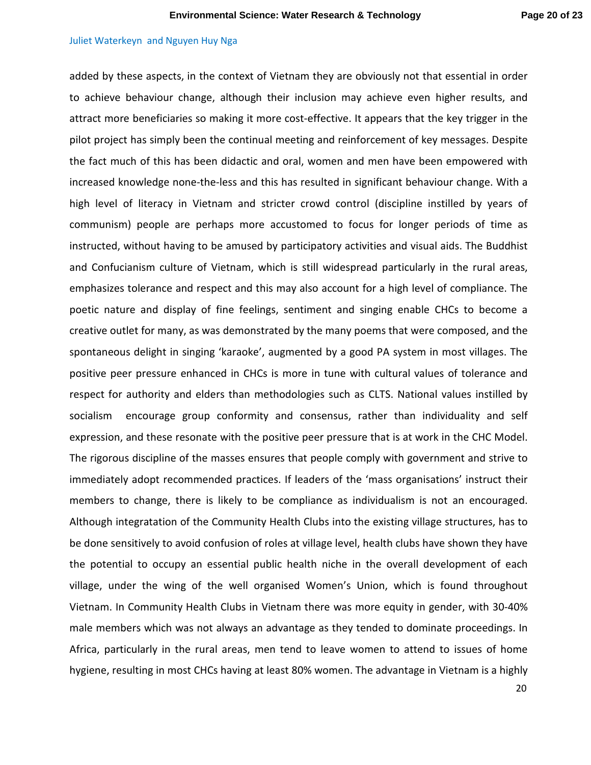added by these aspects, in the context of Vietnam they are obviously not that essential in order to achieve behaviour change, although their inclusion may achieve even higher results, and attract more beneficiaries so making it more cost-effective. It appears that the key trigger in the pilot project has simply been the continual meeting and reinforcement of key messages. Despite the fact much of this has been didactic and oral, women and men have been empowered with increased knowledge none-the-less and this has resulted in significant behaviour change. With a high level of literacy in Vietnam and stricter crowd control (discipline instilled by years of communism) people are perhaps more accustomed to focus for longer periods of time as instructed, without having to be amused by participatory activities and visual aids. The Buddhist and Confucianism culture of Vietnam, which is still widespread particularly in the rural areas, emphasizes tolerance and respect and this may also account for a high level of compliance. The poetic nature and display of fine feelings, sentiment and singing enable CHCs to become a creative outlet for many, as was demonstrated by the many poems that were composed, and the spontaneous delight in singing 'karaoke', augmented by a good PA system in most villages. The positive peer pressure enhanced in CHCs is more in tune with cultural values of tolerance and respect for authority and elders than methodologies such as CLTS. National values instilled by socialism encourage group conformity and consensus, rather than individuality and self expression, and these resonate with the positive peer pressure that is at work in the CHC Model. The rigorous discipline of the masses ensures that people comply with government and strive to immediately adopt recommended practices. If leaders of the 'mass organisations' instruct their members to change, there is likely to be compliance as individualism is not an encouraged. Although integratation of the Community Health Clubs into the existing village structures, has to be done sensitively to avoid confusion of roles at village level, health clubs have shown they have the potential to occupy an essential public health niche in the overall development of each village, under the wing of the well organised Women's Union, which is found throughout Vietnam. In Community Health Clubs in Vietnam there was more equity in gender, with 30-40% male members which was not always an advantage as they tended to dominate proceedings. In Africa, particularly in the rural areas, men tend to leave women to attend to issues of home hygiene, resulting in most CHCs having at least 80% women. The advantage in Vietnam is a highly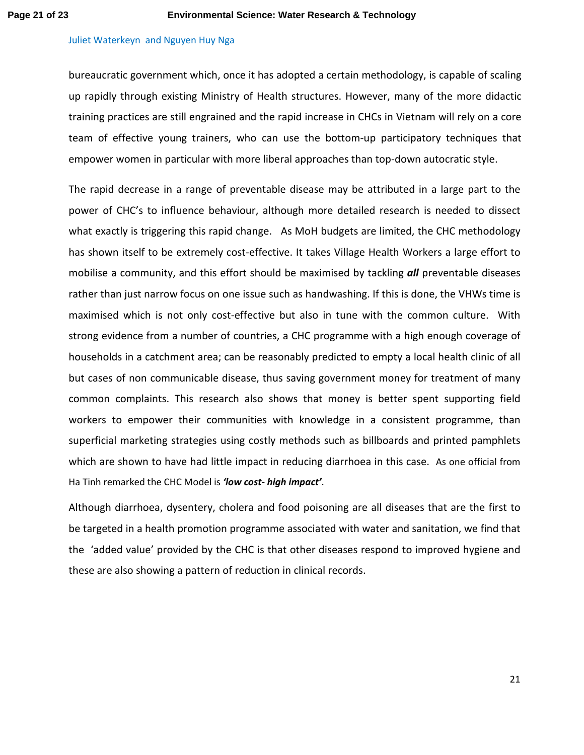bureaucratic government which, once it has adopted a certain methodology, is capable of scaling up rapidly through existing Ministry of Health structures. However, many of the more didactic training practices are still engrained and the rapid increase in CHCs in Vietnam will rely on a core team of effective young trainers, who can use the bottom-up participatory techniques that empower women in particular with more liberal approaches than top-down autocratic style.

The rapid decrease in a range of preventable disease may be attributed in a large part to the power of CHC's to influence behaviour, although more detailed research is needed to dissect what exactly is triggering this rapid change. As MoH budgets are limited, the CHC methodology has shown itself to be extremely cost-effective. It takes Village Health Workers a large effort to mobilise a community, and this effort should be maximised by tackling ***all*** preventable diseases rather than just narrow focus on one issue such as handwashing. If this is done, the VHWs time is maximised which is not only cost-effective but also in tune with the common culture. With strong evidence from a number of countries, a CHC programme with a high enough coverage of households in a catchment area; can be reasonably predicted to empty a local health clinic of all but cases of non communicable disease, thus saving government money for treatment of many common complaints. This research also shows that money is better spent supporting field workers to empower their communities with knowledge in a consistent programme, than superficial marketing strategies using costly methods such as billboards and printed pamphlets which are shown to have had little impact in reducing diarrhoea in this case. As one official from Ha Tinh remarked the CHC Model is ***'low cost- high impact'***.

Although diarrhoea, dysentery, cholera and food poisoning are all diseases that are the first to be targeted in a health promotion programme associated with water and sanitation, we find that the 'added value' provided by the CHC is that other diseases respond to improved hygiene and these are also showing a pattern of reduction in clinical records.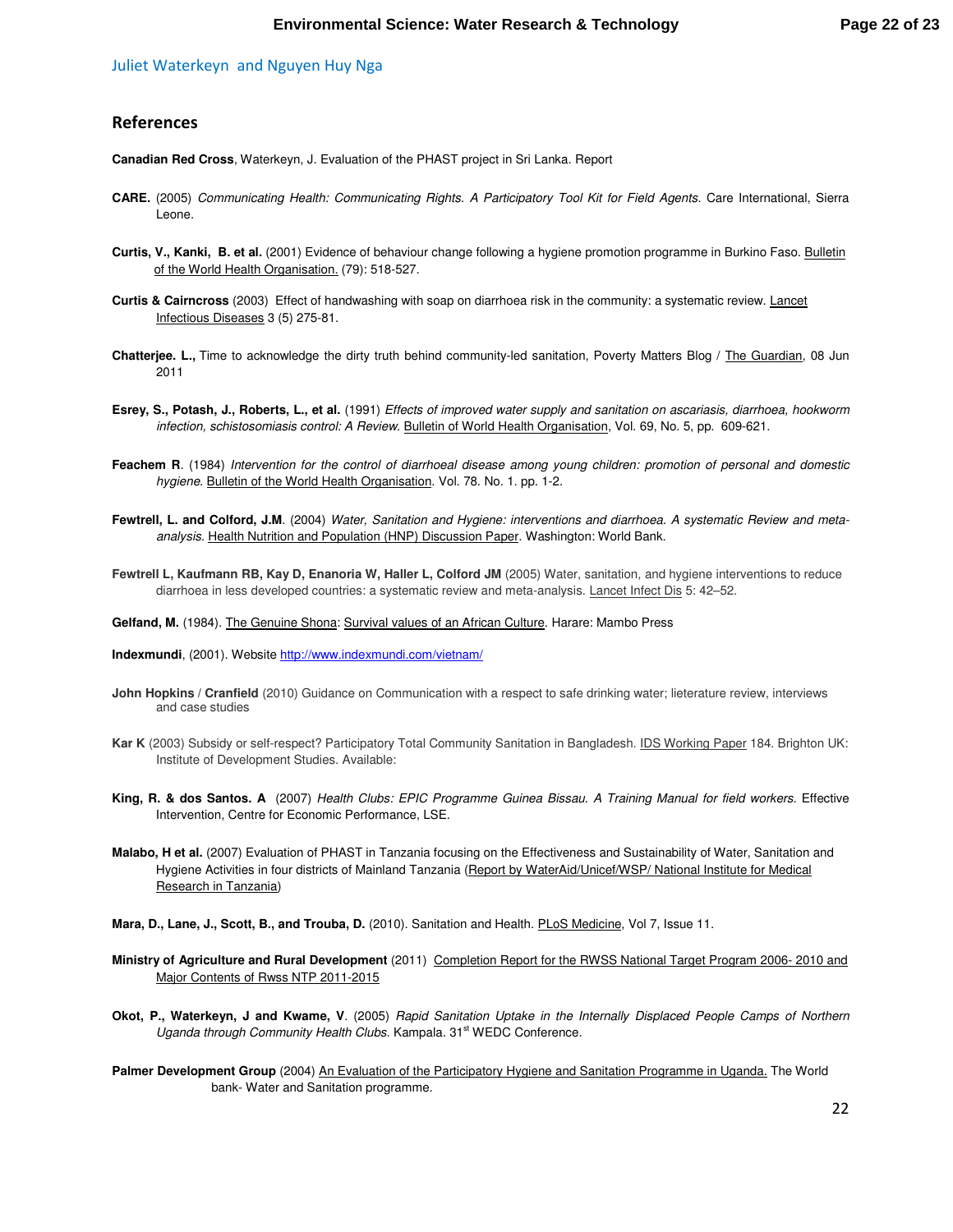Juliet Waterkeyn and Nguyen Huy Nga

## References

**Canadian Red Cross**, Waterkeyn, J. Evaluation of the PHAST project in Sri Lanka. Report

**CARE.** (2005) *Communicating Health: Communicating Rights. A Participatory Tool Kit for Field Agents.* Care International, Sierra Leone.

**Curtis, V., Kanki, B. et al.** (2001) Evidence of behaviour change following a hygiene promotion programme in Burkino Faso. Bulletin of the World Health Organisation. (79): 518-527.

**Curtis & Cairncross** (2003) Effect of handwashing with soap on diarrhoea risk in the community: a systematic review. Lancet Infectious Diseases 3 (5) 275-81.

**Chatterjee. L.,** Time to acknowledge the dirty truth behind community-led sanitation, Poverty Matters Blog / The Guardian, 08 Jun 2011

**Esrey, S., Potash, J., Roberts, L., et al.** (1991) *Effects of improved water supply and sanitation on ascariasis, diarrhoea, hookworm infection, schistosomiasis control: A Review*. Bulletin of World Health Organisation, Vol. 69, No. 5, pp. 609-621.

**Feachem R**. (1984) *Intervention for the control of diarrhoeal disease among young children: promotion of personal and domestic hygiene.* Bulletin of the World Health Organisation. Vol. 78. No. 1. pp. 1-2.

**Fewtrell, L. and Colford, J.M**. (2004) *Water, Sanitation and Hygiene: interventions and diarrhoea. A systematic Review and meta-analysis.* Health Nutrition and Population (HNP) Discussion Paper. Washington: World Bank.

**Fewtrell L, Kaufmann RB, Kay D, Enanoria W, Haller L, Colford JM** (2005) Water, sanitation, and hygiene interventions to reduce diarrhoea in less developed countries: a systematic review and meta-analysis. Lancet Infect Dis 5: 42–52.

**Gelfand, M.** (1984). The Genuine Shona: Survival values of an African Culture. Harare: Mambo Press

**Indexmundi**, (2001). Website http://www.indexmundi.com/vietnam/

**John Hopkins** / **Cranfield** (2010) Guidance on Communication with a respect to safe drinking water; lieterature review, interviews and case studies

**Kar K** (2003) Subsidy or self-respect? Participatory Total Community Sanitation in Bangladesh. IDS Working Paper 184. Brighton UK: Institute of Development Studies. Available:

**King, R. & dos Santos. A** (2007) *Health Clubs: EPIC Programme Guinea Bissau. A Training Manual for field workers.* Effective Intervention, Centre for Economic Performance, LSE.

**Malabo, H et al.** (2007) Evaluation of PHAST in Tanzania focusing on the Effectiveness and Sustainability of Water, Sanitation and Hygiene Activities in four districts of Mainland Tanzania (Report by WaterAid/Unicef/WSP/ National Institute for Medical Research in Tanzania)

**Mara, D., Lane, J., Scott, B., and Trouba, D.** (2010). Sanitation and Health. PLoS Medicine, Vol 7, Issue 11.

**Ministry of Agriculture and Rural Development** (2011) Completion Report for the RWSS National Target Program 2006- 2010 and Major Contents of Rwss NTP 2011-2015

**Okot, P., Waterkeyn, J and Kwame, V**. (2005) *Rapid Sanitation Uptake in the Internally Displaced People Camps of Northern Uganda through Community Health Clubs*. Kampala. 31st WEDC Conference.

**Palmer Development Group** (2004) An Evaluation of the Participatory Hygiene and Sanitation Programme in Uganda. The World bank- Water and Sanitation programme.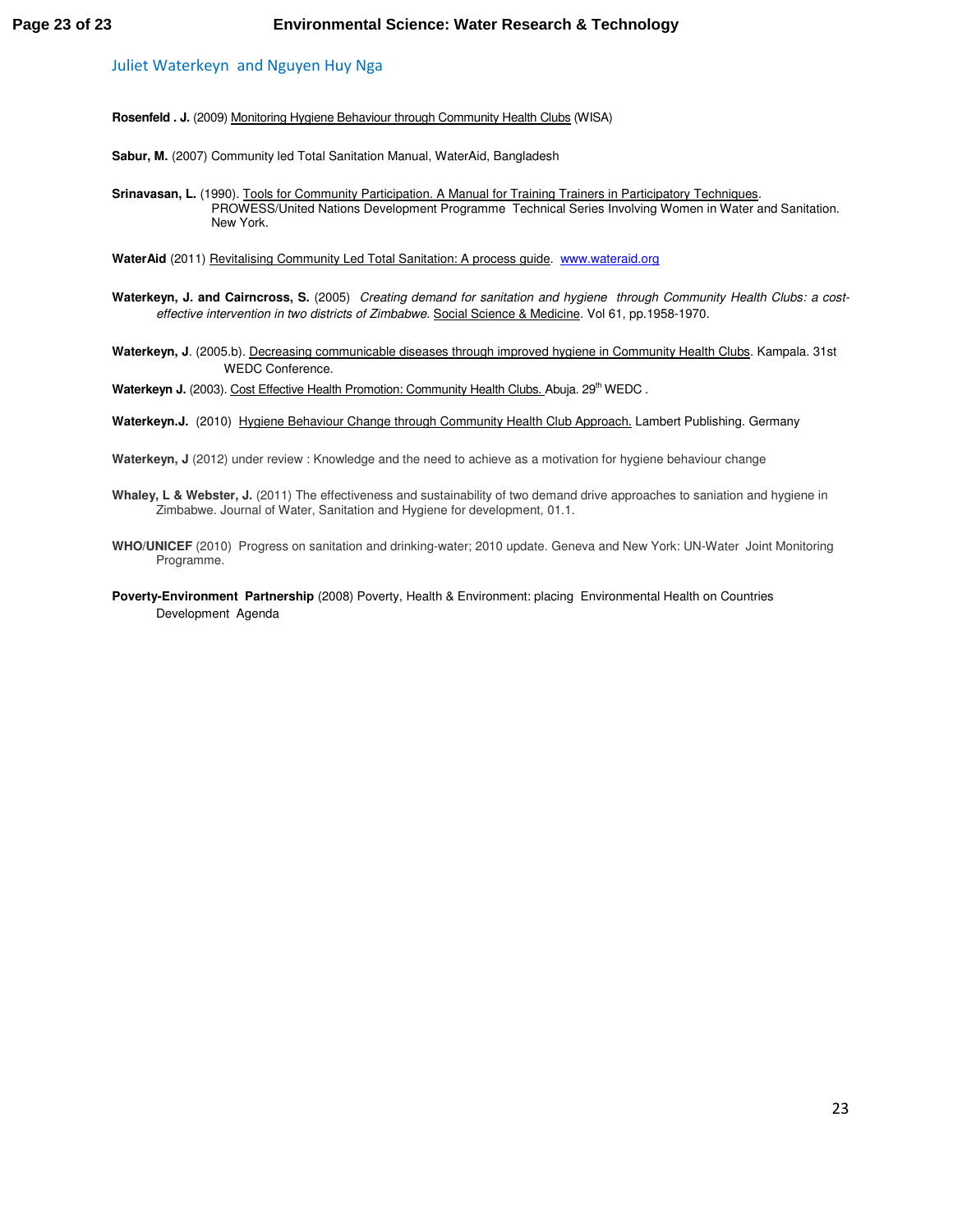**Rosenfeld . J.** (2009) Monitoring Hygiene Behaviour through Community Health Clubs (WISA)

**Sabur, M.** (2007) Community led Total Sanitation Manual, WaterAid, Bangladesh

**Srinavasan, L.** (1990). Tools for Community Participation. A Manual for Training Trainers in Participatory Techniques. PROWESS/United Nations Development Programme Technical Series Involving Women in Water and Sanitation. New York.

**WaterAid** (2011) Revitalising Community Led Total Sanitation: A process guide. www.wateraid.org

**Waterkeyn, J. and Cairncross, S.** (2005) *Creating demand for sanitation and hygiene through Community Health Clubs: a cost-effective intervention in two districts of Zimbabwe.* Social Science & Medicine. Vol 61, pp.1958-1970.

**Waterkeyn, J**. (2005.b). Decreasing communicable diseases through improved hygiene in Community Health Clubs. Kampala. 31st WEDC Conference.

**Waterkeyn J.** (2003). Cost Effective Health Promotion: Community Health Clubs. Abuja. 29th WEDC .

**Waterkeyn.J.** (2010) Hygiene Behaviour Change through Community Health Club Approach. Lambert Publishing. Germany

**Waterkeyn, J** (2012) under review : Knowledge and the need to achieve as a motivation for hygiene behaviour change

**Whaley, L & Webster, J.** (2011) The effectiveness and sustainability of two demand drive approaches to saniation and hygiene in Zimbabwe. Journal of Water, Sanitation and Hygiene for development, 01.1.

**WHO/UNICEF** (2010) Progress on sanitation and drinking-water; 2010 update. Geneva and New York: UN-Water Joint Monitoring Programme.

**Poverty-Environment Partnership** (2008) Poverty, Health & Environment: placing Environmental Health on Countries Development Agenda